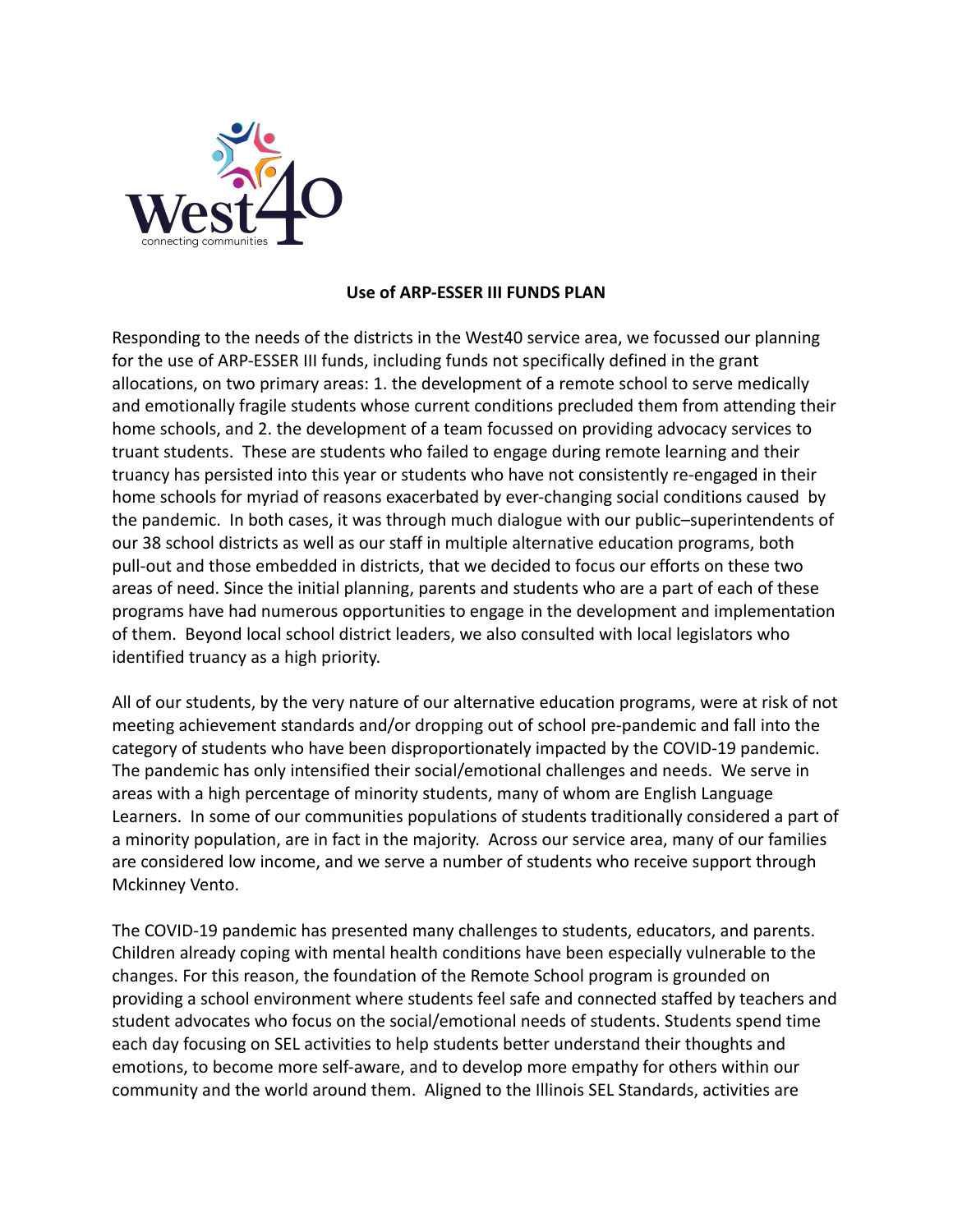West40
connecting communities

**Use of ARP-ESSER III FUNDS PLAN**

Responding to the needs of the districts in the West40 service area, we focussed our planning for the use of ARP-ESSER III funds, including funds not specifically defined in the grant allocations, on two primary areas: 1. the development of a remote school to serve medically and emotionally fragile students whose current conditions precluded them from attending their home schools, and 2. the development of a team focussed on providing advocacy services to truant students. These are students who failed to engage during remote learning and their truancy has persisted into this year or students who have not consistently re-engaged in their home schools for myriad of reasons exacerbated by ever-changing social conditions caused by the pandemic. In both cases, it was through much dialogue with our public–superintendents of our 38 school districts as well as our staff in multiple alternative education programs, both pull-out and those embedded in districts, that we decided to focus our efforts on these two areas of need. Since the initial planning, parents and students who are a part of each of these programs have had numerous opportunities to engage in the development and implementation of them. Beyond local school district leaders, we also consulted with local legislators who identified truancy as a high priority.

All of our students, by the very nature of our alternative education programs, were at risk of not meeting achievement standards and/or dropping out of school pre-pandemic and fall into the category of students who have been disproportionately impacted by the COVID-19 pandemic. The pandemic has only intensified their social/emotional challenges and needs. We serve in areas with a high percentage of minority students, many of whom are English Language Learners. In some of our communities populations of students traditionally considered a part of a minority population, are in fact in the majority. Across our service area, many of our families are considered low income, and we serve a number of students who receive support through Mckinney Vento.

The COVID-19 pandemic has presented many challenges to students, educators, and parents. Children already coping with mental health conditions have been especially vulnerable to the changes. For this reason, the foundation of the Remote School program is grounded on providing a school environment where students feel safe and connected staffed by teachers and student advocates who focus on the social/emotional needs of students. Students spend time each day focusing on SEL activities to help students better understand their thoughts and emotions, to become more self-aware, and to develop more empathy for others within our community and the world around them. Aligned to the Illinois SEL Standards, activities are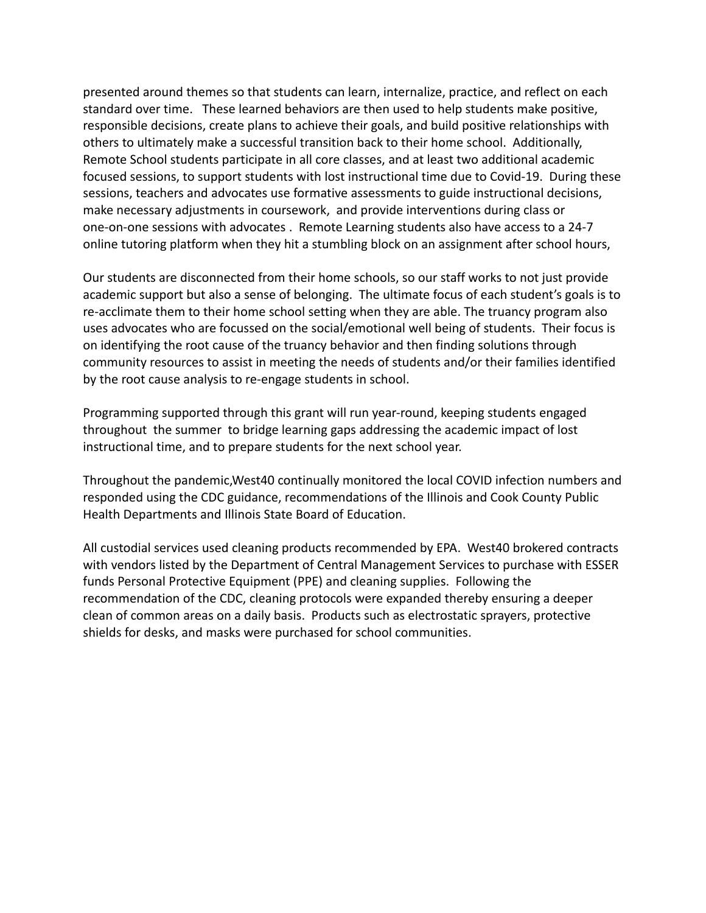presented around themes so that students can learn, internalize, practice, and reflect on each standard over time. These learned behaviors are then used to help students make positive, responsible decisions, create plans to achieve their goals, and build positive relationships with others to ultimately make a successful transition back to their home school. Additionally, Remote School students participate in all core classes, and at least two additional academic focused sessions, to support students with lost instructional time due to Covid-19. During these sessions, teachers and advocates use formative assessments to guide instructional decisions, make necessary adjustments in coursework, and provide interventions during class or one-on-one sessions with advocates . Remote Learning students also have access to a 24-7 online tutoring platform when they hit a stumbling block on an assignment after school hours,

Our students are disconnected from their home schools, so our staff works to not just provide academic support but also a sense of belonging. The ultimate focus of each student's goals is to re-acclimate them to their home school setting when they are able. The truancy program also uses advocates who are focussed on the social/emotional well being of students. Their focus is on identifying the root cause of the truancy behavior and then finding solutions through community resources to assist in meeting the needs of students and/or their families identified by the root cause analysis to re-engage students in school.

Programming supported through this grant will run year-round, keeping students engaged throughout the summer to bridge learning gaps addressing the academic impact of lost instructional time, and to prepare students for the next school year.

Throughout the pandemic,West40 continually monitored the local COVID infection numbers and responded using the CDC guidance, recommendations of the Illinois and Cook County Public Health Departments and Illinois State Board of Education.

All custodial services used cleaning products recommended by EPA. West40 brokered contracts with vendors listed by the Department of Central Management Services to purchase with ESSER funds Personal Protective Equipment (PPE) and cleaning supplies. Following the recommendation of the CDC, cleaning protocols were expanded thereby ensuring a deeper clean of common areas on a daily basis. Products such as electrostatic sprayers, protective shields for desks, and masks were purchased for school communities.